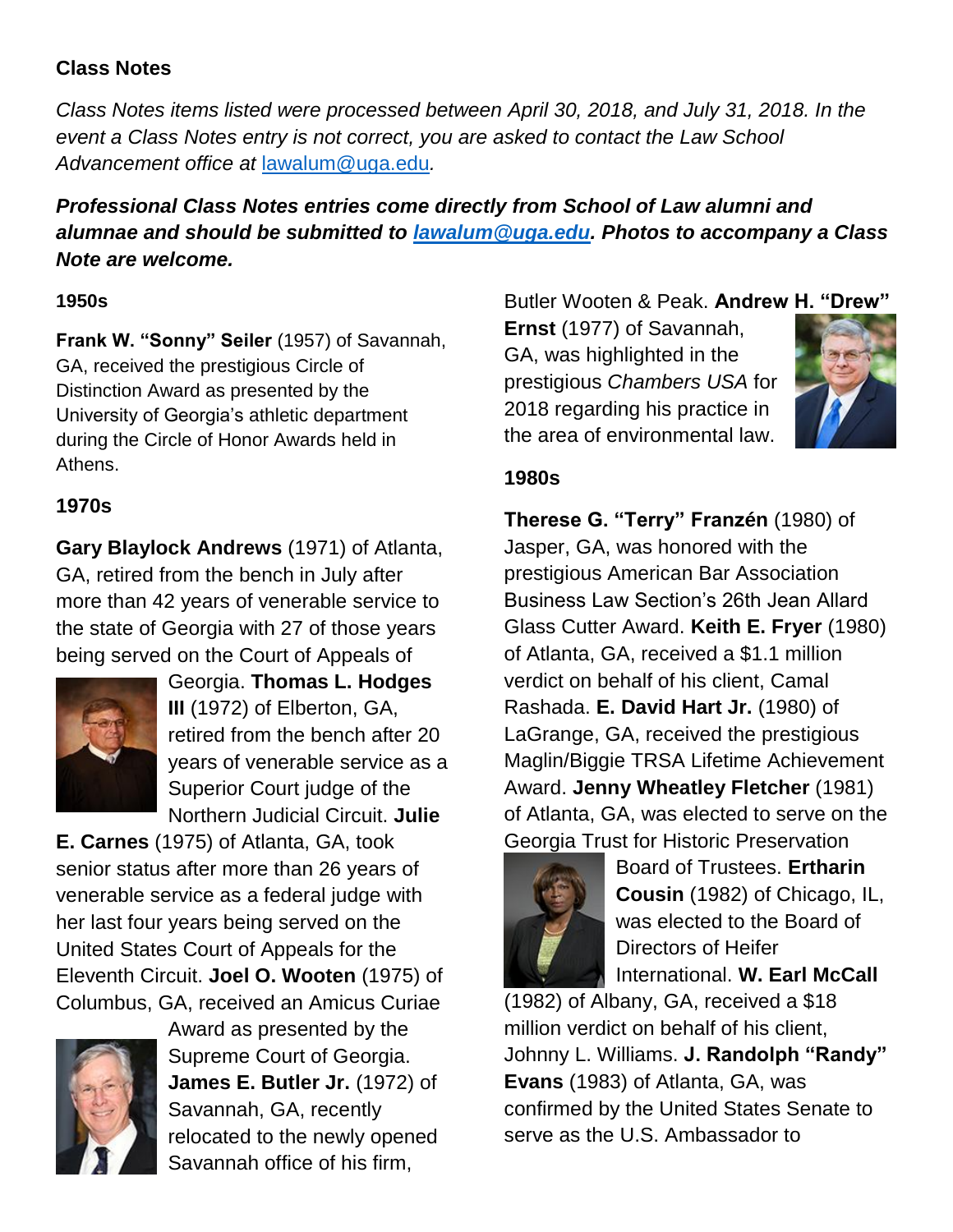**Class Notes**

*Class Notes items listed were processed between April 30, 2018, and July 31, 2018. In the event a Class Notes entry is not correct, you are asked to contact the Law School Advancement office at* [lawalum@uga.edu](mailto:lawalum@uga.edu)*.*

***Professional Class Notes entries come directly from School of Law alumni and alumnae and should be submitted to [lawalum@uga.edu](mailto:lawalum@uga.edu). Photos to accompany a Class Note are welcome.***

**1950s**

**Frank W. "Sonny" Seiler** (1957) of Savannah, GA, received the prestigious Circle of Distinction Award as presented by the University of Georgia's athletic department during the Circle of Honor Awards held in Athens.

**1970s**

**Gary Blaylock Andrews** (1971) of Atlanta, GA, retired from the bench in July after more than 42 years of venerable service to the state of Georgia with 27 of those years being served on the Court of Appeals of Georgia. **Thomas L. Hodges III** (1972) of Elberton, GA, retired from the bench after 20 years of venerable service as a Superior Court judge of the Northern Judicial Circuit. **Julie E. Carnes** (1975) of Atlanta, GA, took senior status after more than 26 years of venerable service as a federal judge with her last four years being served on the United States Court of Appeals for the Eleventh Circuit. **Joel O. Wooten** (1975) of Columbus, GA, received an Amicus Curiae Award as presented by the Supreme Court of Georgia. **James E. Butler Jr.** (1972) of Savannah, GA, recently relocated to the newly opened Savannah office of his firm, Butler Wooten & Peak. **Andrew H. "Drew" Ernst** (1977) of Savannah, GA, was highlighted in the prestigious *Chambers USA* for 2018 regarding his practice in the area of environmental law.

**1980s**

**Therese G. "Terry" Franzén** (1980) of Jasper, GA, was honored with the prestigious American Bar Association Business Law Section's 26th Jean Allard Glass Cutter Award. **Keith E. Fryer** (1980) of Atlanta, GA, received a $1.1 million verdict on behalf of his client, Camal Rashada. **E. David Hart Jr.** (1980) of LaGrange, GA, received the prestigious Maglin/Biggie TRSA Lifetime Achievement Award. **Jenny Wheatley Fletcher** (1981) of Atlanta, GA, was elected to serve on the Georgia Trust for Historic Preservation Board of Trustees. **Ertharin Cousin** (1982) of Chicago, IL, was elected to the Board of Directors of Heifer International. **W. Earl McCall** (1982) of Albany, GA, received a $18 million verdict on behalf of his client, Johnny L. Williams. **J. Randolph "Randy" Evans** (1983) of Atlanta, GA, was confirmed by the United States Senate to serve as the U.S. Ambassador to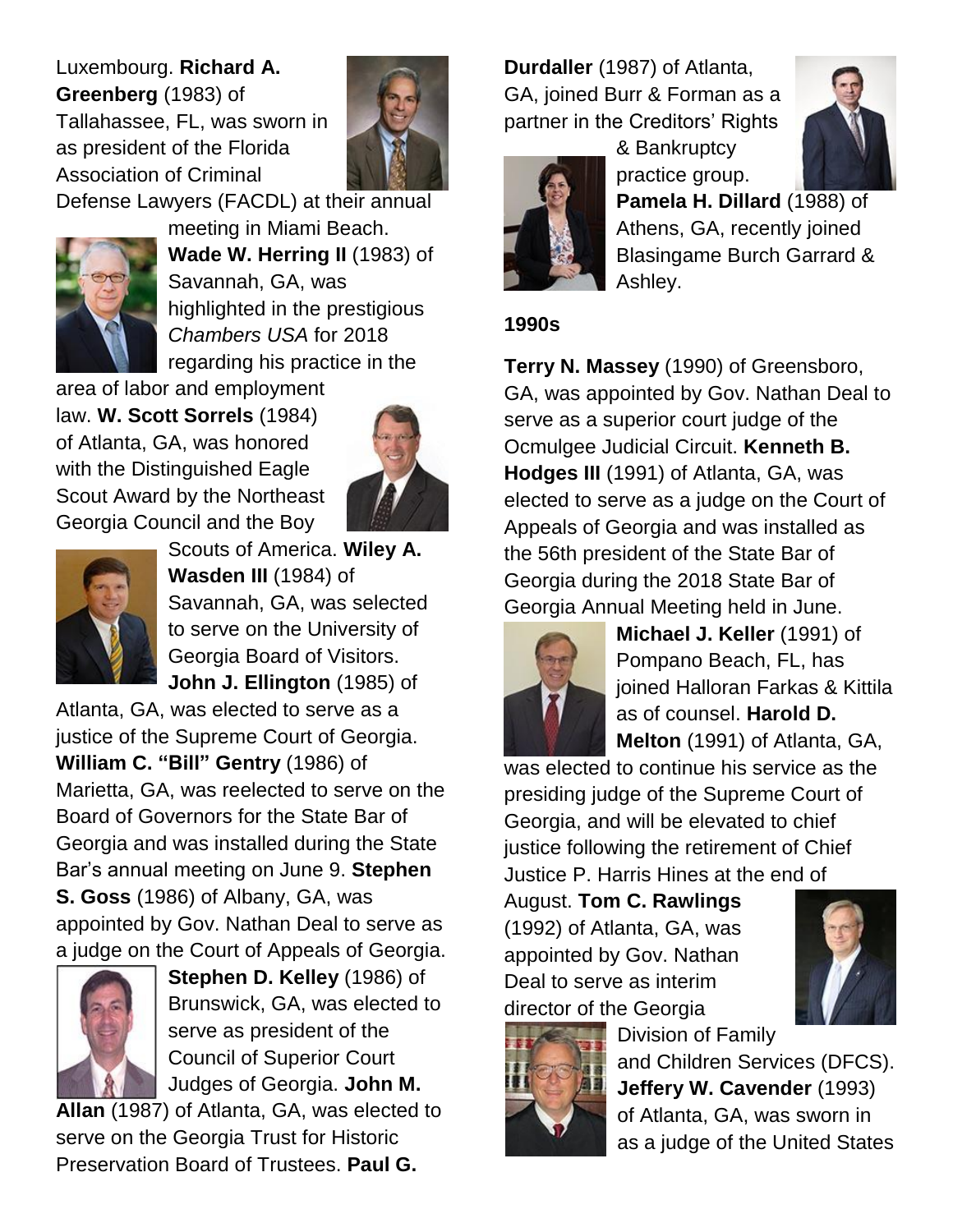Luxembourg. **Richard A. Greenberg** (1983) of Tallahassee, FL, was sworn in as president of the Florida Association of Criminal Defense Lawyers (FACDL) at their annual meeting in Miami Beach. **Wade W. Herring II** (1983) of Savannah, GA, was highlighted in the prestigious *Chambers USA* for 2018 regarding his practice in the area of labor and employment law. **W. Scott Sorrels** (1984) of Atlanta, GA, was honored with the Distinguished Eagle Scout Award by the Northeast Georgia Council and the Boy Scouts of America. **Wiley A. Wasden III** (1984) of Savannah, GA, was selected to serve on the University of Georgia Board of Visitors. **John J. Ellington** (1985) of Atlanta, GA, was elected to serve as a justice of the Supreme Court of Georgia. **William C. "Bill" Gentry** (1986) of Marietta, GA, was reelected to serve on the Board of Governors for the State Bar of Georgia and was installed during the State Bar's annual meeting on June 9. **Stephen S. Goss** (1986) of Albany, GA, was appointed by Gov. Nathan Deal to serve as a judge on the Court of Appeals of Georgia. **Stephen D. Kelley** (1986) of Brunswick, GA, was elected to serve as president of the Council of Superior Court Judges of Georgia. **John M. Allan** (1987) of Atlanta, GA, was elected to serve on the Georgia Trust for Historic Preservation Board of Trustees. **Paul G. Durdaller** (1987) of Atlanta, GA, joined Burr & Forman as a partner in the Creditors' Rights & Bankruptcy practice group. **Pamela H. Dillard** (1988) of Athens, GA, recently joined Blasingame Burch Garrard & Ashley.

**1990s**

**Terry N. Massey** (1990) of Greensboro, GA, was appointed by Gov. Nathan Deal to serve as a superior court judge of the Ocmulgee Judicial Circuit. **Kenneth B. Hodges III** (1991) of Atlanta, GA, was elected to serve as a judge on the Court of Appeals of Georgia and was installed as the 56th president of the State Bar of Georgia during the 2018 State Bar of Georgia Annual Meeting held in June. **Michael J. Keller** (1991) of Pompano Beach, FL, has joined Halloran Farkas & Kittila as of counsel. **Harold D. Melton** (1991) of Atlanta, GA, was elected to continue his service as the presiding judge of the Supreme Court of Georgia, and will be elevated to chief justice following the retirement of Chief Justice P. Harris Hines at the end of August. **Tom C. Rawlings** (1992) of Atlanta, GA, was appointed by Gov. Nathan Deal to serve as interim director of the Georgia Division of Family and Children Services (DFCS). **Jeffery W. Cavender** (1993) of Atlanta, GA, was sworn in as a judge of the United States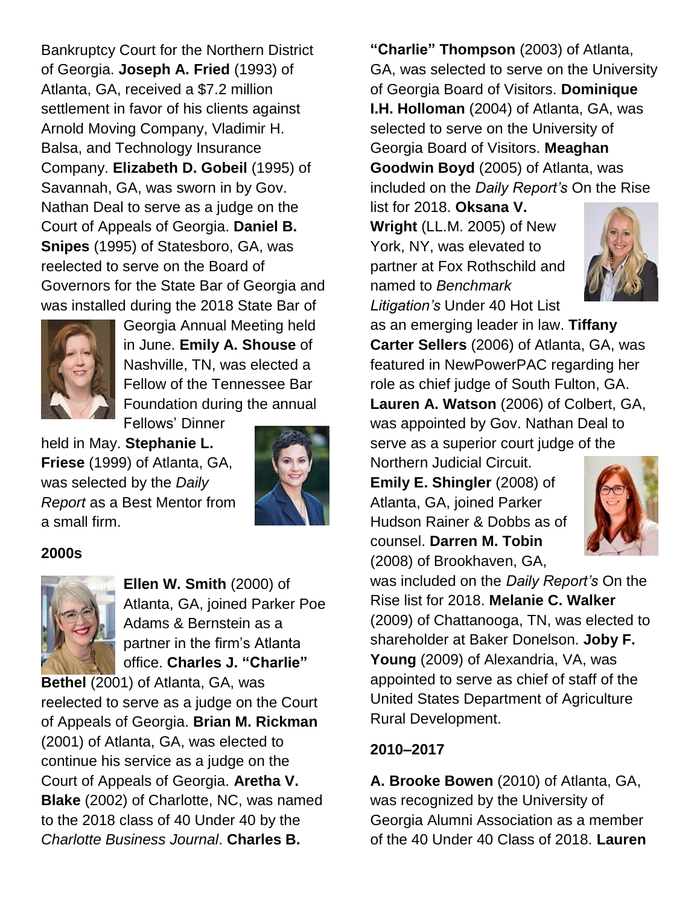Bankruptcy Court for the Northern District of Georgia. **Joseph A. Fried** (1993) of Atlanta, GA, received a $7.2 million settlement in favor of his clients against Arnold Moving Company, Vladimir H. Balsa, and Technology Insurance Company. **Elizabeth D. Gobeil** (1995) of Savannah, GA, was sworn in by Gov. Nathan Deal to serve as a judge on the Court of Appeals of Georgia. **Daniel B. Snipes** (1995) of Statesboro, GA, was reelected to serve on the Board of Governors for the State Bar of Georgia and was installed during the 2018 State Bar of Georgia Annual Meeting held in June. **Emily A. Shouse** of Nashville, TN, was elected a Fellow of the Tennessee Bar Foundation during the annual Fellows' Dinner held in May. **Stephanie L. Friese** (1999) of Atlanta, GA, was selected by the *Daily Report* as a Best Mentor from a small firm.

**2000s**

**Ellen W. Smith** (2000) of Atlanta, GA, joined Parker Poe Adams & Bernstein as a partner in the firm's Atlanta office. **Charles J. "Charlie" Bethel** (2001) of Atlanta, GA, was reelected to serve as a judge on the Court of Appeals of Georgia. **Brian M. Rickman** (2001) of Atlanta, GA, was elected to continue his service as a judge on the Court of Appeals of Georgia. **Aretha V. Blake** (2002) of Charlotte, NC, was named to the 2018 class of 40 Under 40 by the *Charlotte Business Journal*. **Charles B. "Charlie" Thompson** (2003) of Atlanta, GA, was selected to serve on the University of Georgia Board of Visitors. **Dominique I.H. Holloman** (2004) of Atlanta, GA, was selected to serve on the University of Georgia Board of Visitors. **Meaghan Goodwin Boyd** (2005) of Atlanta, was included on the *Daily Report's* On the Rise list for 2018. **Oksana V. Wright** (LL.M. 2005) of New York, NY, was elevated to partner at Fox Rothschild and named to *Benchmark Litigation's* Under 40 Hot List as an emerging leader in law. **Tiffany Carter Sellers** (2006) of Atlanta, GA, was featured in NewPowerPAC regarding her role as chief judge of South Fulton, GA. **Lauren A. Watson** (2006) of Colbert, GA, was appointed by Gov. Nathan Deal to serve as a superior court judge of the Northern Judicial Circuit. **Emily E. Shingler** (2008) of Atlanta, GA, joined Parker Hudson Rainer & Dobbs as of counsel. **Darren M. Tobin** (2008) of Brookhaven, GA, was included on the *Daily Report's* On the Rise list for 2018. **Melanie C. Walker** (2009) of Chattanooga, TN, was elected to shareholder at Baker Donelson. **Joby F. Young** (2009) of Alexandria, VA, was appointed to serve as chief of staff of the United States Department of Agriculture Rural Development.

**2010–2017**

**A. Brooke Bowen** (2010) of Atlanta, GA, was recognized by the University of Georgia Alumni Association as a member of the 40 Under 40 Class of 2018. **Lauren**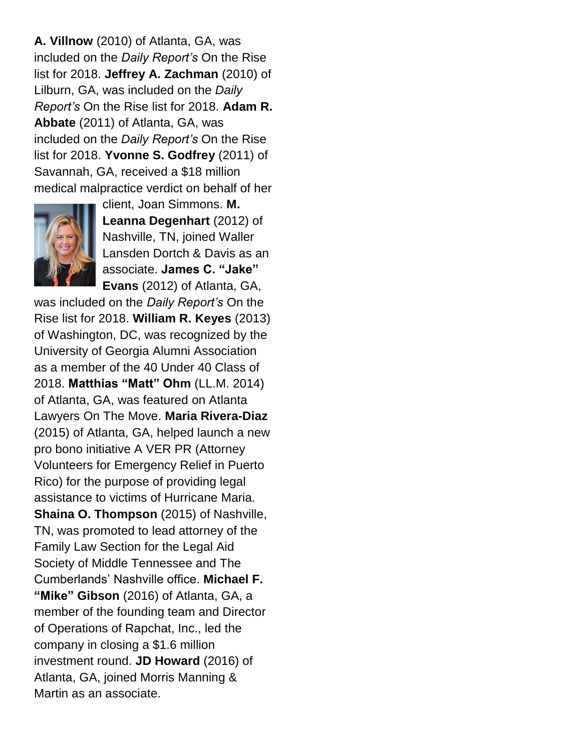**A. Villnow** (2010) of Atlanta, GA, was included on the *Daily Report's* On the Rise list for 2018. **Jeffrey A. Zachman** (2010) of Lilburn, GA, was included on the *Daily Report's* On the Rise list for 2018. **Adam R. Abbate** (2011) of Atlanta, GA, was included on the *Daily Report's* On the Rise list for 2018. **Yvonne S. Godfrey** (2011) of Savannah, GA, received a $18 million medical malpractice verdict on behalf of her client, Joan Simmons. **M. Leanna Degenhart** (2012) of Nashville, TN, joined Waller Lansden Dortch & Davis as an associate. **James C. "Jake" Evans** (2012) of Atlanta, GA, was included on the *Daily Report's* On the Rise list for 2018. **William R. Keyes** (2013) of Washington, DC, was recognized by the University of Georgia Alumni Association as a member of the 40 Under 40 Class of 2018. **Matthias "Matt" Ohm** (LL.M. 2014) of Atlanta, GA, was featured on Atlanta Lawyers On The Move. **Maria Rivera-Diaz** (2015) of Atlanta, GA, helped launch a new pro bono initiative A VER PR (Attorney Volunteers for Emergency Relief in Puerto Rico) for the purpose of providing legal assistance to victims of Hurricane Maria. **Shaina O. Thompson** (2015) of Nashville, TN, was promoted to lead attorney of the Family Law Section for the Legal Aid Society of Middle Tennessee and The Cumberlands' Nashville office. **Michael F. "Mike" Gibson** (2016) of Atlanta, GA, a member of the founding team and Director of Operations of Rapchat, Inc., led the company in closing a $1.6 million investment round. **JD Howard** (2016) of Atlanta, GA, joined Morris Manning & Martin as an associate.